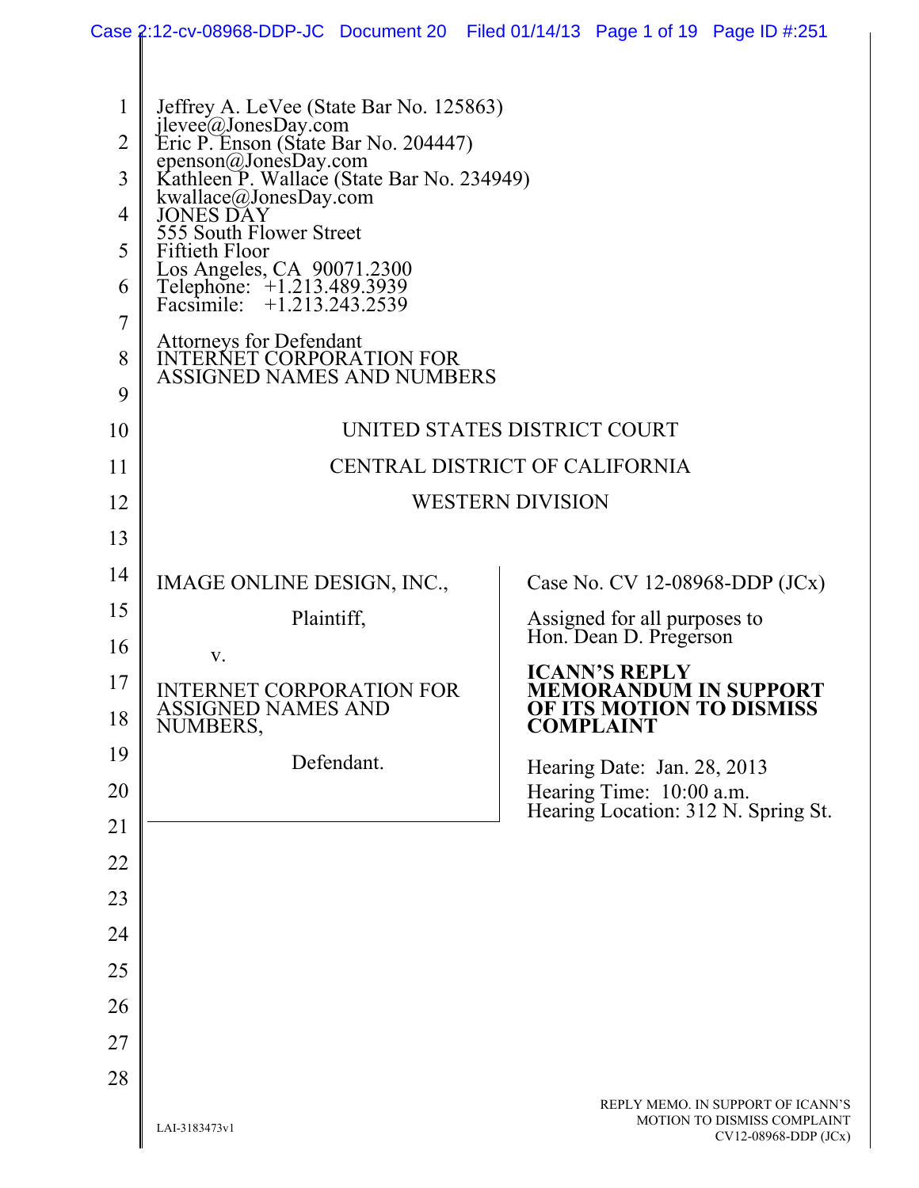Jeffrey A. LeVee (State Bar No. 125863)
jlevee@JonesDay.com
Eric P. Enson (State Bar No. 204447)
epenson@JonesDay.com
Kathleen P. Wallace (State Bar No. 234949)
kwallace@JonesDay.com
JONES DAY
555 South Flower Street
Fiftieth Floor
Los Angeles, CA 90071.2300
Telephone: +1.213.489.3939
Facsimile: +1.213.243.2539

Attorneys for Defendant
INTERNET CORPORATION FOR
ASSIGNED NAMES AND NUMBERS

UNITED STATES DISTRICT COURT

CENTRAL DISTRICT OF CALIFORNIA

WESTERN DIVISION

IMAGE ONLINE DESIGN, INC.,

Plaintiff,

v.

INTERNET CORPORATION FOR ASSIGNED NAMES AND NUMBERS,

Defendant.

Case No. CV 12-08968-DDP (JCx)

Assigned for all purposes to
Hon. Dean D. Pregerson

**ICANN'S REPLY MEMORANDUM IN SUPPORT OF ITS MOTION TO DISMISS COMPLAINT**

Hearing Date: Jan. 28, 2013
Hearing Time: 10:00 a.m.
Hearing Location: 312 N. Spring St.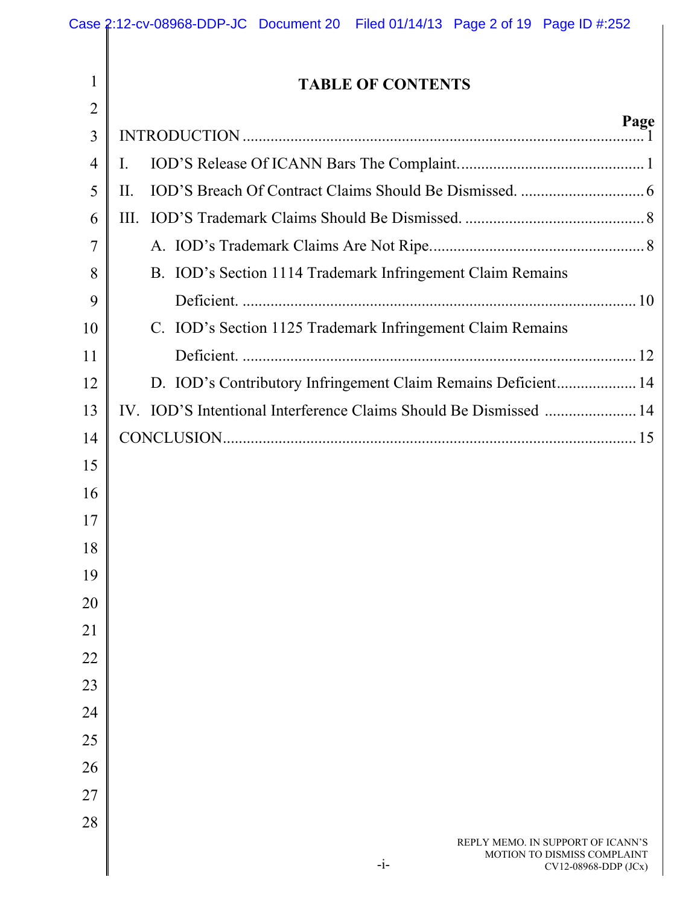# TABLE OF CONTENTS

| | Page |
|---|---|
| INTRODUCTION | 1 |
| I. IOD'S Release Of ICANN Bars The Complaint. | 1 |
| II. IOD'S Breach Of Contract Claims Should Be Dismissed. | 6 |
| III. IOD'S Trademark Claims Should Be Dismissed. | 8 |
| A. IOD's Trademark Claims Are Not Ripe. | 8 |
| B. IOD's Section 1114 Trademark Infringement Claim Remains Deficient. | 10 |
| C. IOD's Section 1125 Trademark Infringement Claim Remains Deficient. | 12 |
| D. IOD's Contributory Infringement Claim Remains Deficient | 14 |
| IV. IOD'S Intentional Interference Claims Should Be Dismissed | 14 |
| CONCLUSION | 15 |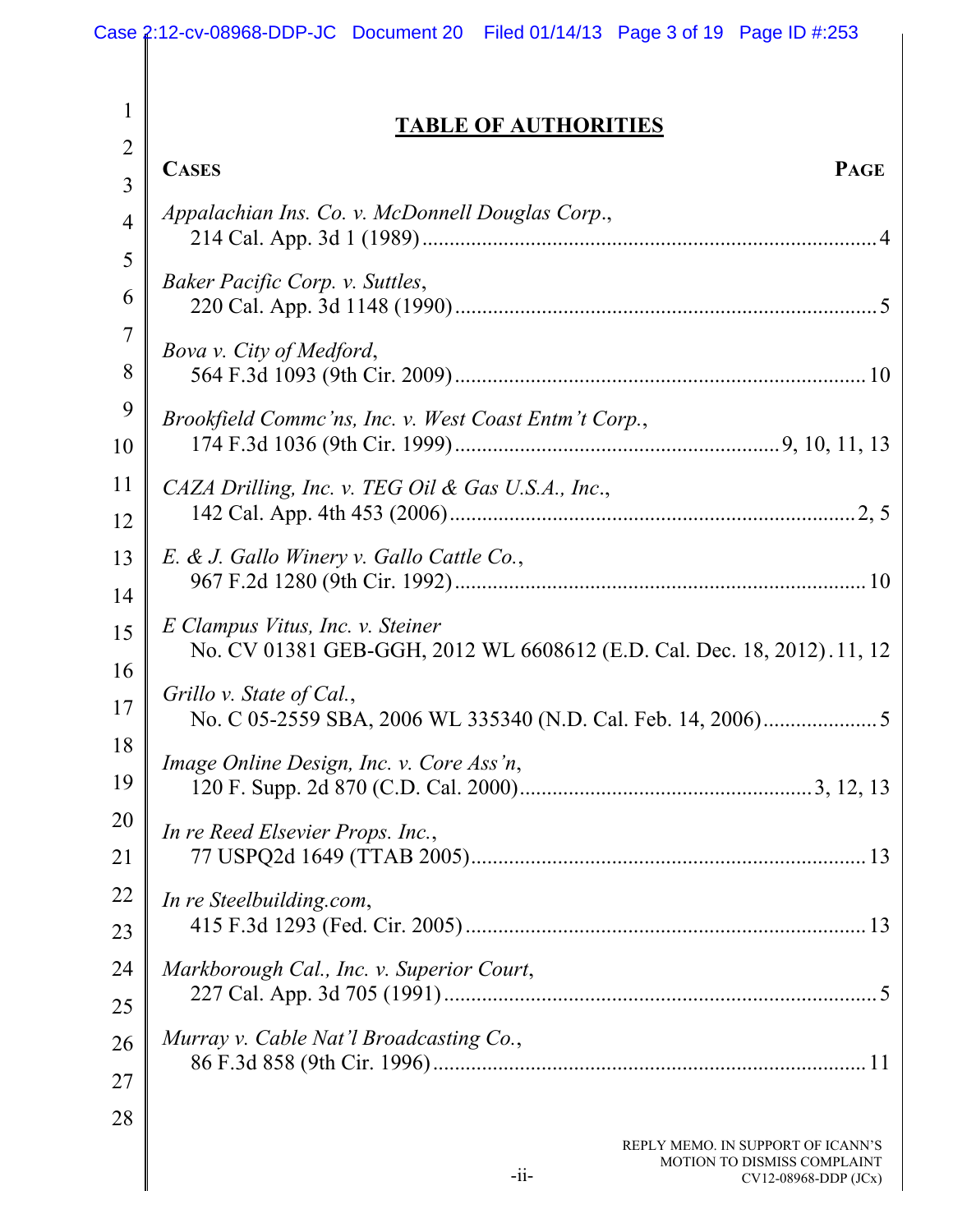## TABLE OF AUTHORITIES

| **CASES** | **PAGE** |
|---|---|
| *Appalachian Ins. Co. v. McDonnell Douglas Corp.*, 214 Cal. App. 3d 1 (1989) | 4 |
| *Baker Pacific Corp. v. Suttles*, 220 Cal. App. 3d 1148 (1990) | 5 |
| *Bova v. City of Medford*, 564 F.3d 1093 (9th Cir. 2009) | 10 |
| *Brookfield Commc'ns, Inc. v. West Coast Entm't Corp.*, 174 F.3d 1036 (9th Cir. 1999) | 9, 10, 11, 13 |
| *CAZA Drilling, Inc. v. TEG Oil & Gas U.S.A., Inc.*, 142 Cal. App. 4th 453 (2006) | 2, 5 |
| *E. & J. Gallo Winery v. Gallo Cattle Co.*, 967 F.2d 1280 (9th Cir. 1992) | 10 |
| *E Clampus Vitus, Inc. v. Steiner* No. CV 01381 GEB-GGH, 2012 WL 6608612 (E.D. Cal. Dec. 18, 2012) | 11, 12 |
| *Grillo v. State of Cal.*, No. C 05-2559 SBA, 2006 WL 335340 (N.D. Cal. Feb. 14, 2006) | 5 |
| *Image Online Design, Inc. v. Core Ass'n*, 120 F. Supp. 2d 870 (C.D. Cal. 2000) | 3, 12, 13 |
| *In re Reed Elsevier Props. Inc.*, 77 USPQ2d 1649 (TTAB 2005) | 13 |
| *In re Steelbuilding.com*, 415 F.3d 1293 (Fed. Cir. 2005) | 13 |
| *Markborough Cal., Inc. v. Superior Court*, 227 Cal. App. 3d 705 (1991) | 5 |
| *Murray v. Cable Nat'l Broadcasting Co.*, 86 F.3d 858 (9th Cir. 1996) | 11 |

REPLY MEMO. IN SUPPORT OF ICANN'S MOTION TO DISMISS COMPLAINT
CV12-08968-DDP (JCx)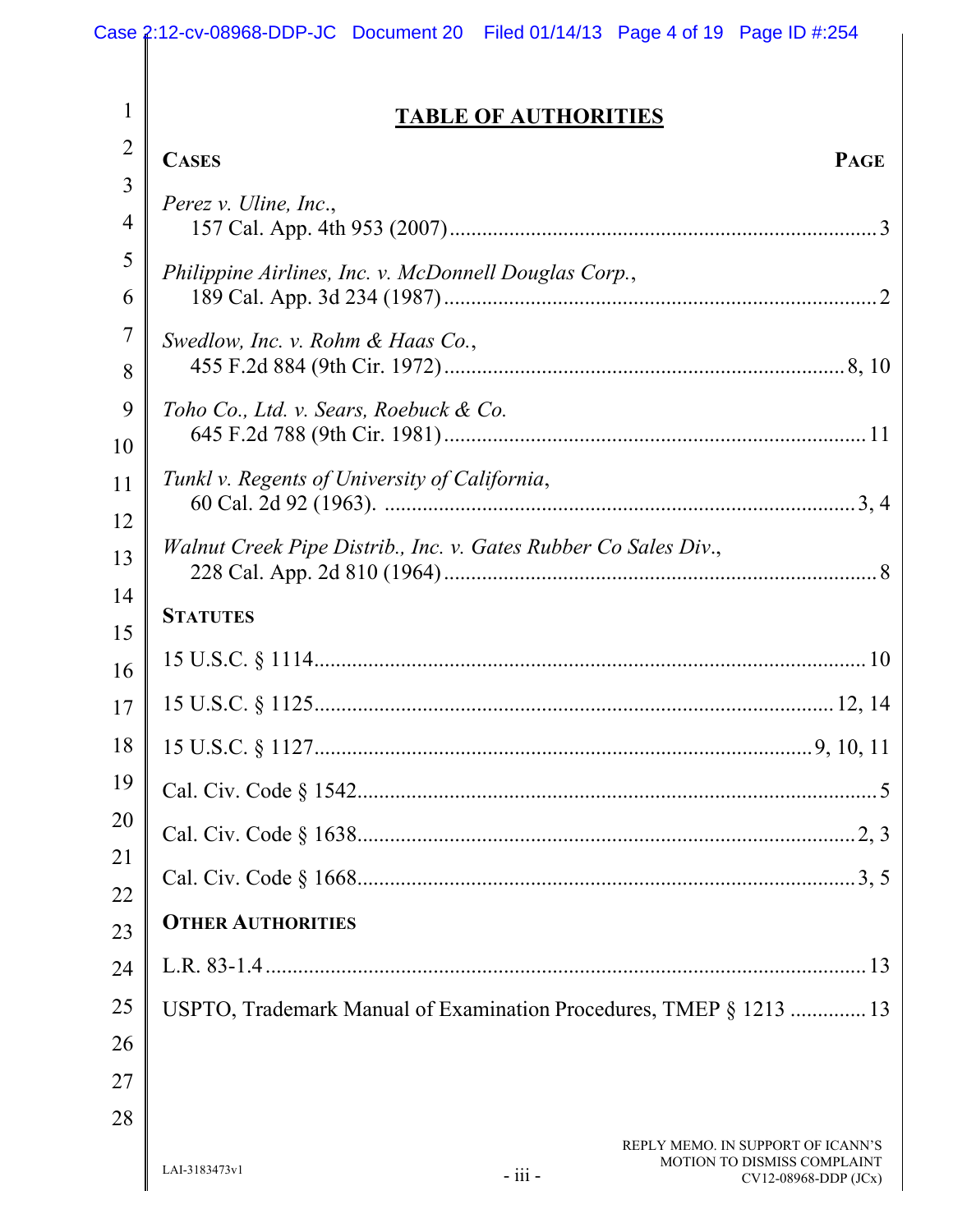# TABLE OF AUTHORITIES

**CASES** — **PAGE**

*Perez v. Uline, Inc.*,
157 Cal. App. 4th 953 (2007) ........ 3

*Philippine Airlines, Inc. v. McDonnell Douglas Corp.*,
189 Cal. App. 3d 234 (1987) ........ 2

*Swedlow, Inc. v. Rohm & Haas Co.*,
455 F.2d 884 (9th Cir. 1972) ........ 8, 10

*Toho Co., Ltd. v. Sears, Roebuck & Co.*
645 F.2d 788 (9th Cir. 1981) ........ 11

*Tunkl v. Regents of University of California*,
60 Cal. 2d 92 (1963). ........ 3, 4

*Walnut Creek Pipe Distrib., Inc. v. Gates Rubber Co Sales Div.*,
228 Cal. App. 2d 810 (1964) ........ 8

**STATUTES**

15 U.S.C. § 1114 ........ 10

15 U.S.C. § 1125 ........ 12, 14

15 U.S.C. § 1127 ........ 9, 10, 11

Cal. Civ. Code § 1542 ........ 5

Cal. Civ. Code § 1638 ........ 2, 3

Cal. Civ. Code § 1668 ........ 3, 5

**OTHER AUTHORITIES**

L.R. 83-1.4 ........ 13

USPTO, Trademark Manual of Examination Procedures, TMEP § 1213 ........ 13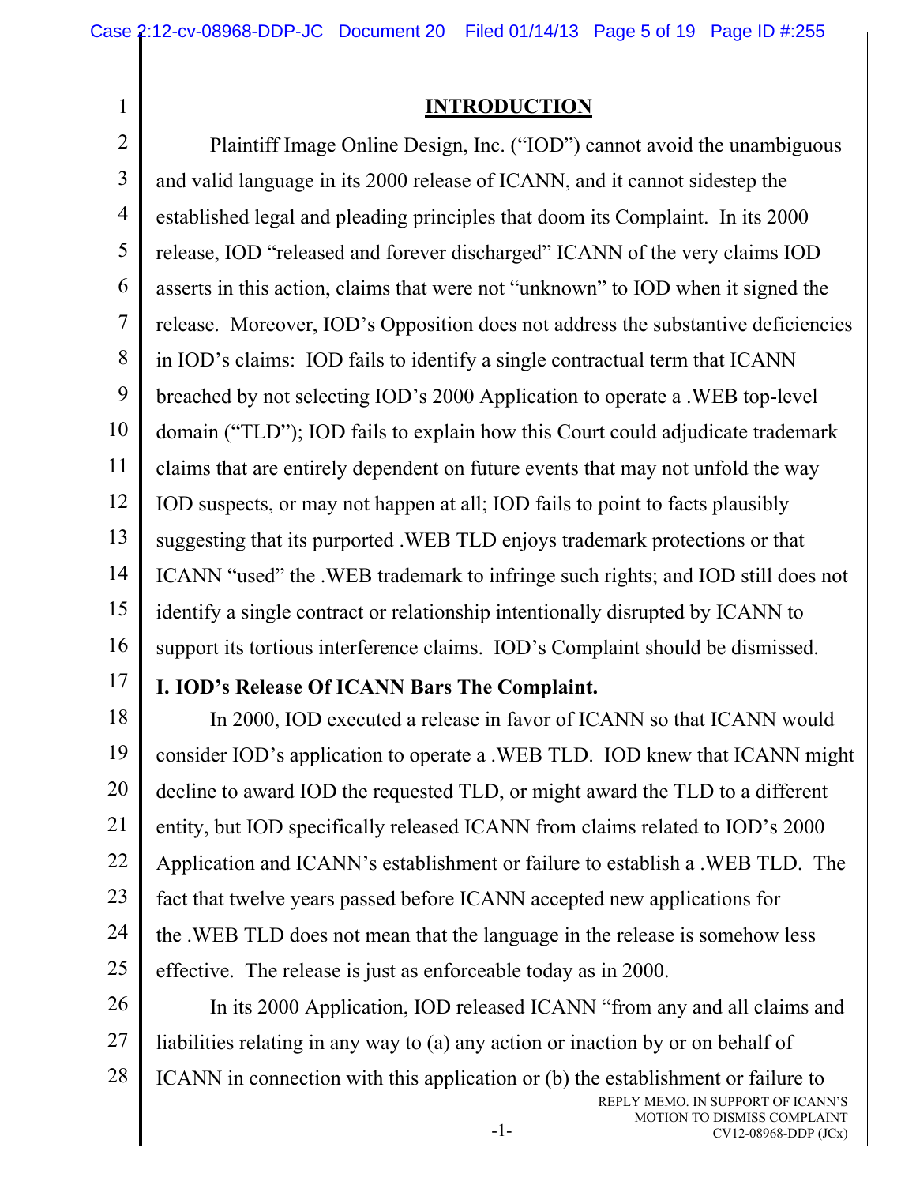# INTRODUCTION

Plaintiff Image Online Design, Inc. ("IOD") cannot avoid the unambiguous and valid language in its 2000 release of ICANN, and it cannot sidestep the established legal and pleading principles that doom its Complaint. In its 2000 release, IOD "released and forever discharged" ICANN of the very claims IOD asserts in this action, claims that were not "unknown" to IOD when it signed the release. Moreover, IOD's Opposition does not address the substantive deficiencies in IOD's claims: IOD fails to identify a single contractual term that ICANN breached by not selecting IOD's 2000 Application to operate a .WEB top-level domain ("TLD"); IOD fails to explain how this Court could adjudicate trademark claims that are entirely dependent on future events that may not unfold the way IOD suspects, or may not happen at all; IOD fails to point to facts plausibly suggesting that its purported .WEB TLD enjoys trademark protections or that ICANN "used" the .WEB trademark to infringe such rights; and IOD still does not identify a single contract or relationship intentionally disrupted by ICANN to support its tortious interference claims. IOD's Complaint should be dismissed.

## I. IOD's Release Of ICANN Bars The Complaint.

In 2000, IOD executed a release in favor of ICANN so that ICANN would consider IOD's application to operate a .WEB TLD. IOD knew that ICANN might decline to award IOD the requested TLD, or might award the TLD to a different entity, but IOD specifically released ICANN from claims related to IOD's 2000 Application and ICANN's establishment or failure to establish a .WEB TLD. The fact that twelve years passed before ICANN accepted new applications for the .WEB TLD does not mean that the language in the release is somehow less effective. The release is just as enforceable today as in 2000.

In its 2000 Application, IOD released ICANN "from any and all claims and liabilities relating in any way to (a) any action or inaction by or on behalf of ICANN in connection with this application or (b) the establishment or failure to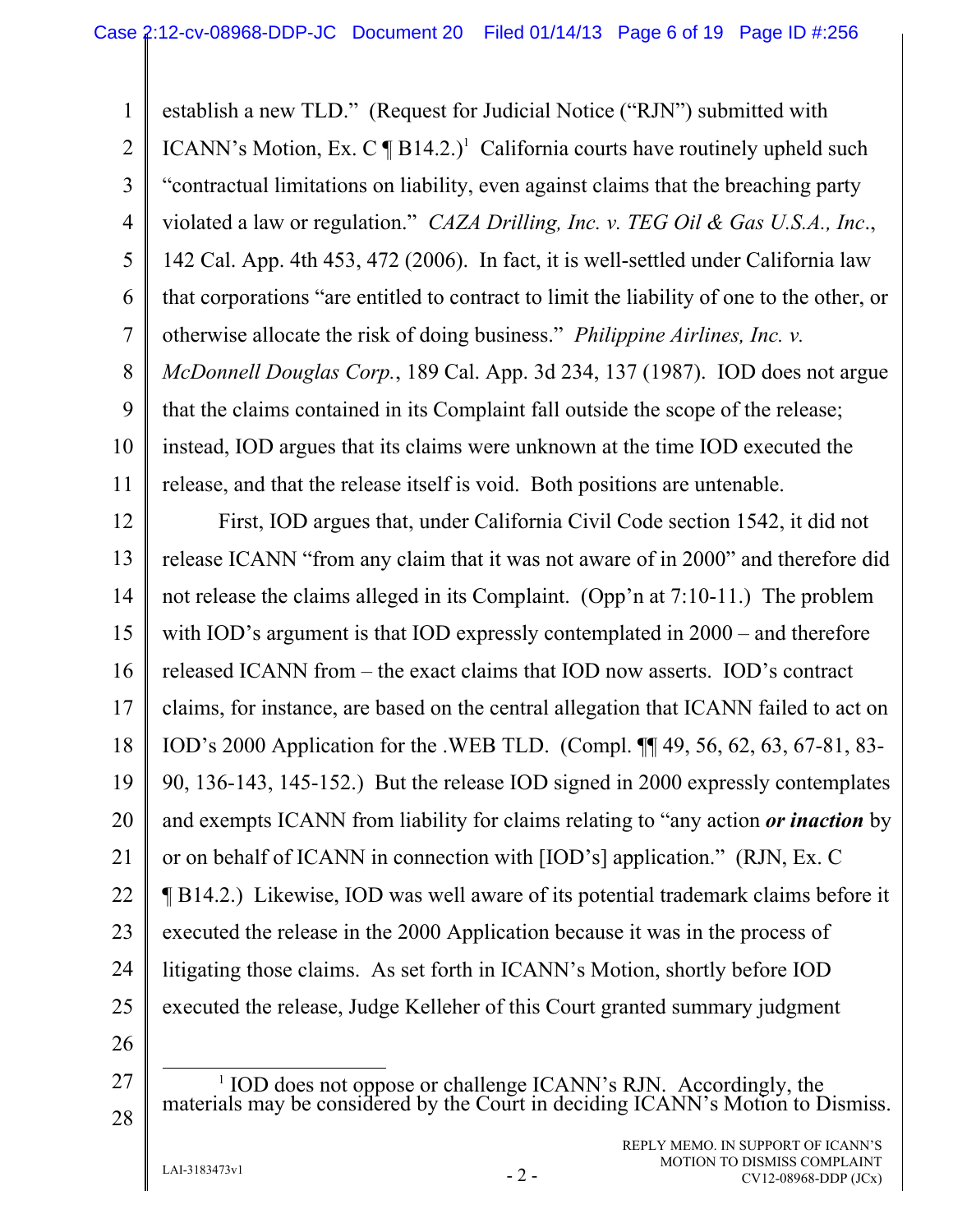establish a new TLD." (Request for Judicial Notice ("RJN") submitted with ICANN's Motion, Ex. C ¶ B14.2.)[1] California courts have routinely upheld such "contractual limitations on liability, even against claims that the breaching party violated a law or regulation." *CAZA Drilling, Inc. v. TEG Oil & Gas U.S.A., Inc.*, 142 Cal. App. 4th 453, 472 (2006). In fact, it is well-settled under California law that corporations "are entitled to contract to limit the liability of one to the other, or otherwise allocate the risk of doing business." *Philippine Airlines, Inc. v. McDonnell Douglas Corp.*, 189 Cal. App. 3d 234, 137 (1987). IOD does not argue that the claims contained in its Complaint fall outside the scope of the release; instead, IOD argues that its claims were unknown at the time IOD executed the release, and that the release itself is void. Both positions are untenable.

First, IOD argues that, under California Civil Code section 1542, it did not release ICANN "from any claim that it was not aware of in 2000" and therefore did not release the claims alleged in its Complaint. (Opp'n at 7:10-11.) The problem with IOD's argument is that IOD expressly contemplated in 2000 – and therefore released ICANN from – the exact claims that IOD now asserts. IOD's contract claims, for instance, are based on the central allegation that ICANN failed to act on IOD's 2000 Application for the .WEB TLD. (Compl. ¶¶ 49, 56, 62, 63, 67-81, 83-90, 136-143, 145-152.) But the release IOD signed in 2000 expressly contemplates and exempts ICANN from liability for claims relating to "any action ***or inaction*** by or on behalf of ICANN in connection with [IOD's] application." (RJN, Ex. C ¶ B14.2.) Likewise, IOD was well aware of its potential trademark claims before it executed the release in the 2000 Application because it was in the process of litigating those claims. As set forth in ICANN's Motion, shortly before IOD executed the release, Judge Kelleher of this Court granted summary judgment

---

[1] IOD does not oppose or challenge ICANN's RJN. Accordingly, the materials may be considered by the Court in deciding ICANN's Motion to Dismiss.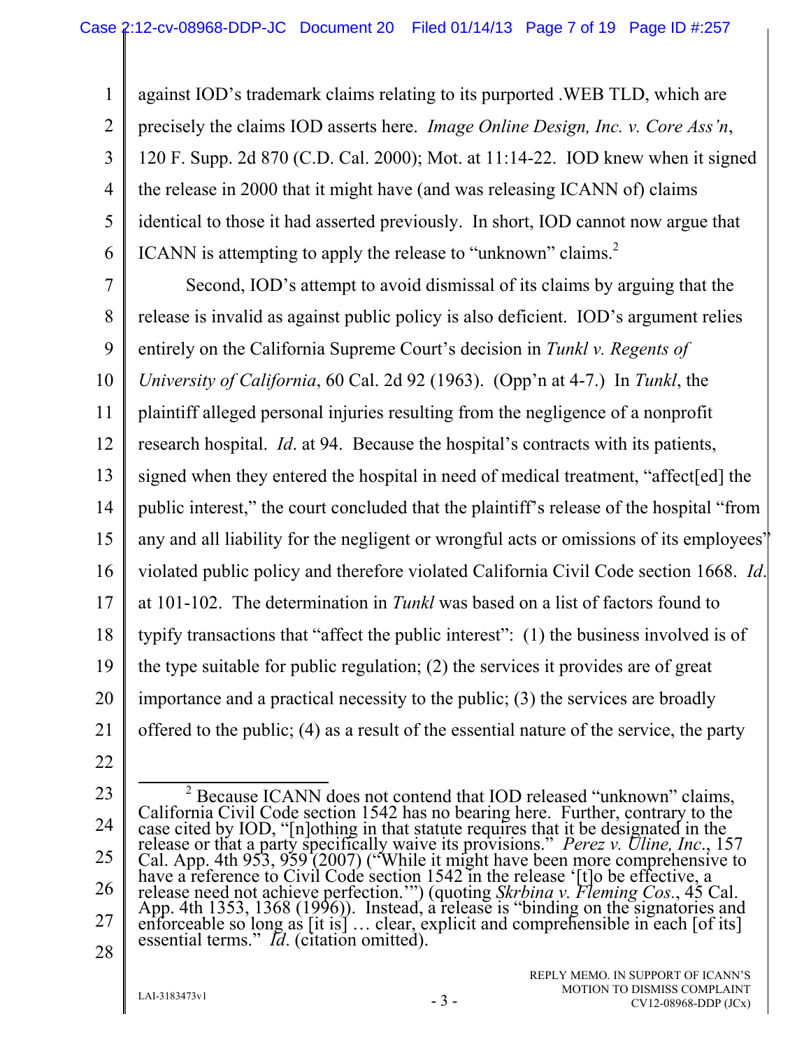against IOD's trademark claims relating to its purported .WEB TLD, which are precisely the claims IOD asserts here. *Image Online Design, Inc. v. Core Ass'n*, 120 F. Supp. 2d 870 (C.D. Cal. 2000); Mot. at 11:14-22. IOD knew when it signed the release in 2000 that it might have (and was releasing ICANN of) claims identical to those it had asserted previously. In short, IOD cannot now argue that ICANN is attempting to apply the release to "unknown" claims.[2]

Second, IOD's attempt to avoid dismissal of its claims by arguing that the release is invalid as against public policy is also deficient. IOD's argument relies entirely on the California Supreme Court's decision in *Tunkl v. Regents of University of California*, 60 Cal. 2d 92 (1963). (Opp'n at 4-7.) In *Tunkl*, the plaintiff alleged personal injuries resulting from the negligence of a nonprofit research hospital. *Id*. at 94. Because the hospital's contracts with its patients, signed when they entered the hospital in need of medical treatment, "affect[ed] the public interest," the court concluded that the plaintiff's release of the hospital "from any and all liability for the negligent or wrongful acts or omissions of its employees" violated public policy and therefore violated California Civil Code section 1668. *Id*. at 101-102. The determination in *Tunkl* was based on a list of factors found to typify transactions that "affect the public interest": (1) the business involved is of the type suitable for public regulation; (2) the services it provides are of great importance and a practical necessity to the public; (3) the services are broadly offered to the public; (4) as a result of the essential nature of the service, the party

---

[2] Because ICANN does not contend that IOD released "unknown" claims, California Civil Code section 1542 has no bearing here. Further, contrary to the case cited by IOD, "[n]othing in that statute requires that it be designated in the release or that a party specifically waive its provisions." *Perez v. Uline, Inc*., 157 Cal. App. 4th 953, 959 (2007) ("While it might have been more comprehensive to have a reference to Civil Code section 1542 in the release '[t]o be effective, a release need not achieve perfection.'") (quoting *Skrbina v. Fleming Cos.*, 45 Cal. App. 4th 1353, 1368 (1996)). Instead, a release is "binding on the signatories and enforceable so long as [it is] … clear, explicit and comprehensible in each [of its] essential terms." *Id*. (citation omitted).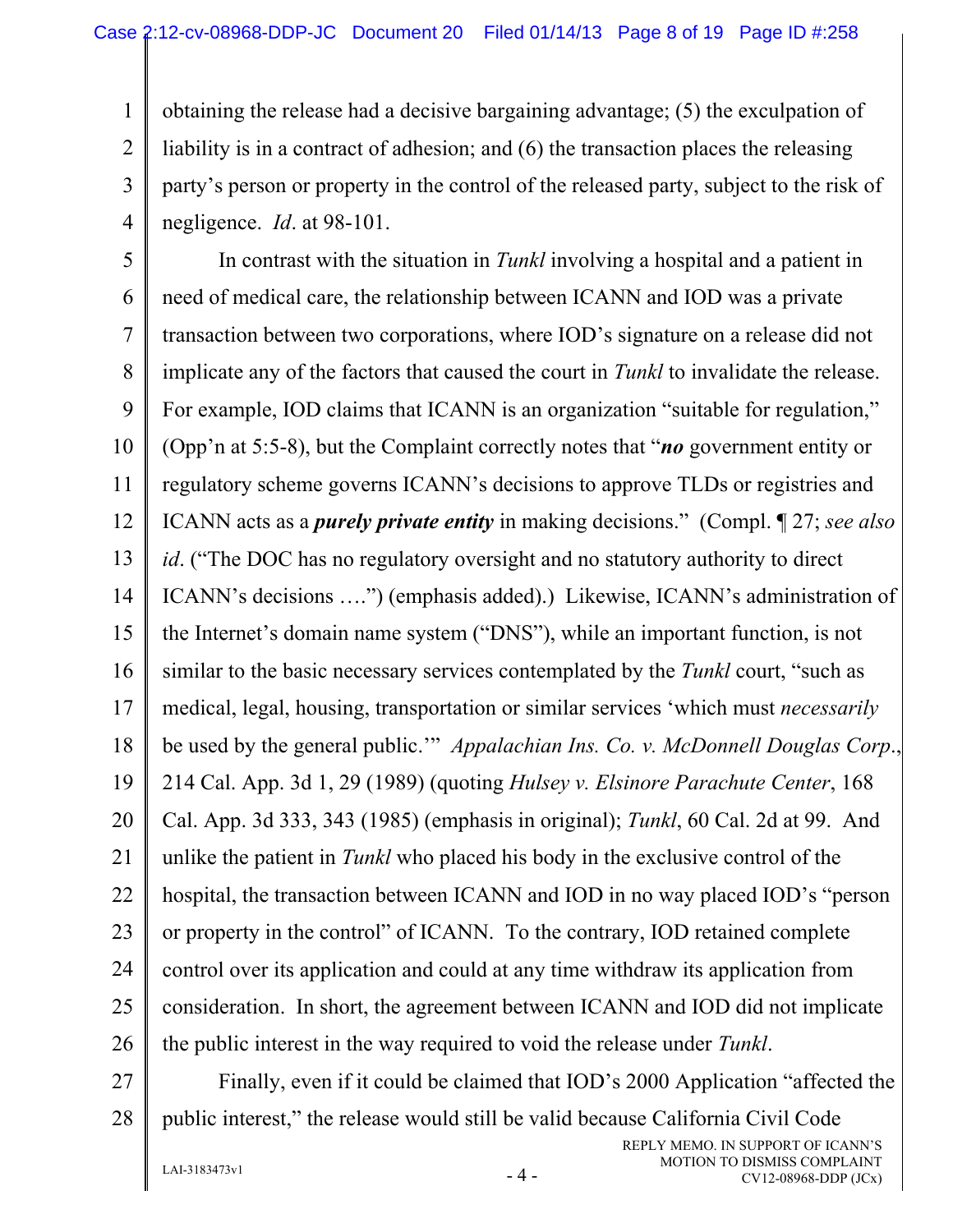obtaining the release had a decisive bargaining advantage; (5) the exculpation of liability is in a contract of adhesion; and (6) the transaction places the releasing party's person or property in the control of the released party, subject to the risk of negligence. *Id*. at 98-101.

In contrast with the situation in *Tunkl* involving a hospital and a patient in need of medical care, the relationship between ICANN and IOD was a private transaction between two corporations, where IOD's signature on a release did not implicate any of the factors that caused the court in *Tunkl* to invalidate the release. For example, IOD claims that ICANN is an organization "suitable for regulation," (Opp'n at 5:5-8), but the Complaint correctly notes that "***no*** government entity or regulatory scheme governs ICANN's decisions to approve TLDs or registries and ICANN acts as a ***purely private entity*** in making decisions." (Compl. ¶ 27; *see also id*. ("The DOC has no regulatory oversight and no statutory authority to direct ICANN's decisions ….") (emphasis added).) Likewise, ICANN's administration of the Internet's domain name system ("DNS"), while an important function, is not similar to the basic necessary services contemplated by the *Tunkl* court, "such as medical, legal, housing, transportation or similar services 'which must *necessarily* be used by the general public.'" *Appalachian Ins. Co. v. McDonnell Douglas Corp*., 214 Cal. App. 3d 1, 29 (1989) (quoting *Hulsey v. Elsinore Parachute Center*, 168 Cal. App. 3d 333, 343 (1985) (emphasis in original); *Tunkl*, 60 Cal. 2d at 99. And unlike the patient in *Tunkl* who placed his body in the exclusive control of the hospital, the transaction between ICANN and IOD in no way placed IOD's "person or property in the control" of ICANN. To the contrary, IOD retained complete control over its application and could at any time withdraw its application from consideration. In short, the agreement between ICANN and IOD did not implicate the public interest in the way required to void the release under *Tunkl*.

Finally, even if it could be claimed that IOD's 2000 Application "affected the public interest," the release would still be valid because California Civil Code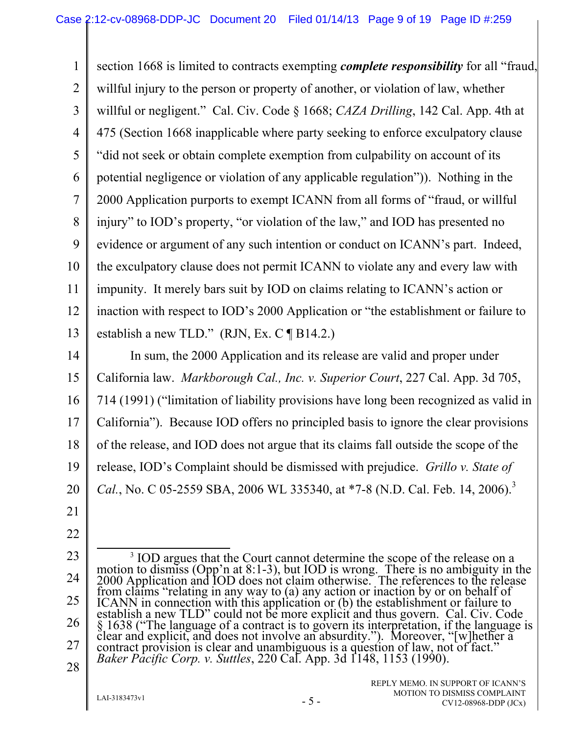section 1668 is limited to contracts exempting ***complete responsibility*** for all "fraud, willful injury to the person or property of another, or violation of law, whether willful or negligent." Cal. Civ. Code § 1668; *CAZA Drilling*, 142 Cal. App. 4th at 475 (Section 1668 inapplicable where party seeking to enforce exculpatory clause "did not seek or obtain complete exemption from culpability on account of its potential negligence or violation of any applicable regulation")). Nothing in the 2000 Application purports to exempt ICANN from all forms of "fraud, or willful injury" to IOD's property, "or violation of the law," and IOD has presented no evidence or argument of any such intention or conduct on ICANN's part. Indeed, the exculpatory clause does not permit ICANN to violate any and every law with impunity. It merely bars suit by IOD on claims relating to ICANN's action or inaction with respect to IOD's 2000 Application or "the establishment or failure to establish a new TLD." (RJN, Ex. C ¶ B14.2.)

In sum, the 2000 Application and its release are valid and proper under California law. *Markborough Cal., Inc. v. Superior Court*, 227 Cal. App. 3d 705, 714 (1991) ("limitation of liability provisions have long been recognized as valid in California"). Because IOD offers no principled basis to ignore the clear provisions of the release, and IOD does not argue that its claims fall outside the scope of the release, IOD's Complaint should be dismissed with prejudice. *Grillo v. State of Cal.*, No. C 05-2559 SBA, 2006 WL 335340, at *7-8 (N.D. Cal. Feb. 14, 2006).[3]

---

[3] IOD argues that the Court cannot determine the scope of the release on a motion to dismiss (Opp'n at 8:1-3), but IOD is wrong. There is no ambiguity in the 2000 Application and IOD does not claim otherwise. The references to the release from claims "relating in any way to (a) any action or inaction by or on behalf of ICANN in connection with this application or (b) the establishment or failure to establish a new TLD" could not be more explicit and thus govern. Cal. Civ. Code § 1638 ("The language of a contract is to govern its interpretation, if the language is clear and explicit, and does not involve an absurdity."). Moreover, "[w]hether a contract provision is clear and unambiguous is a question of law, not of fact." *Baker Pacific Corp. v. Suttles*, 220 Cal. App. 3d 1148, 1153 (1990).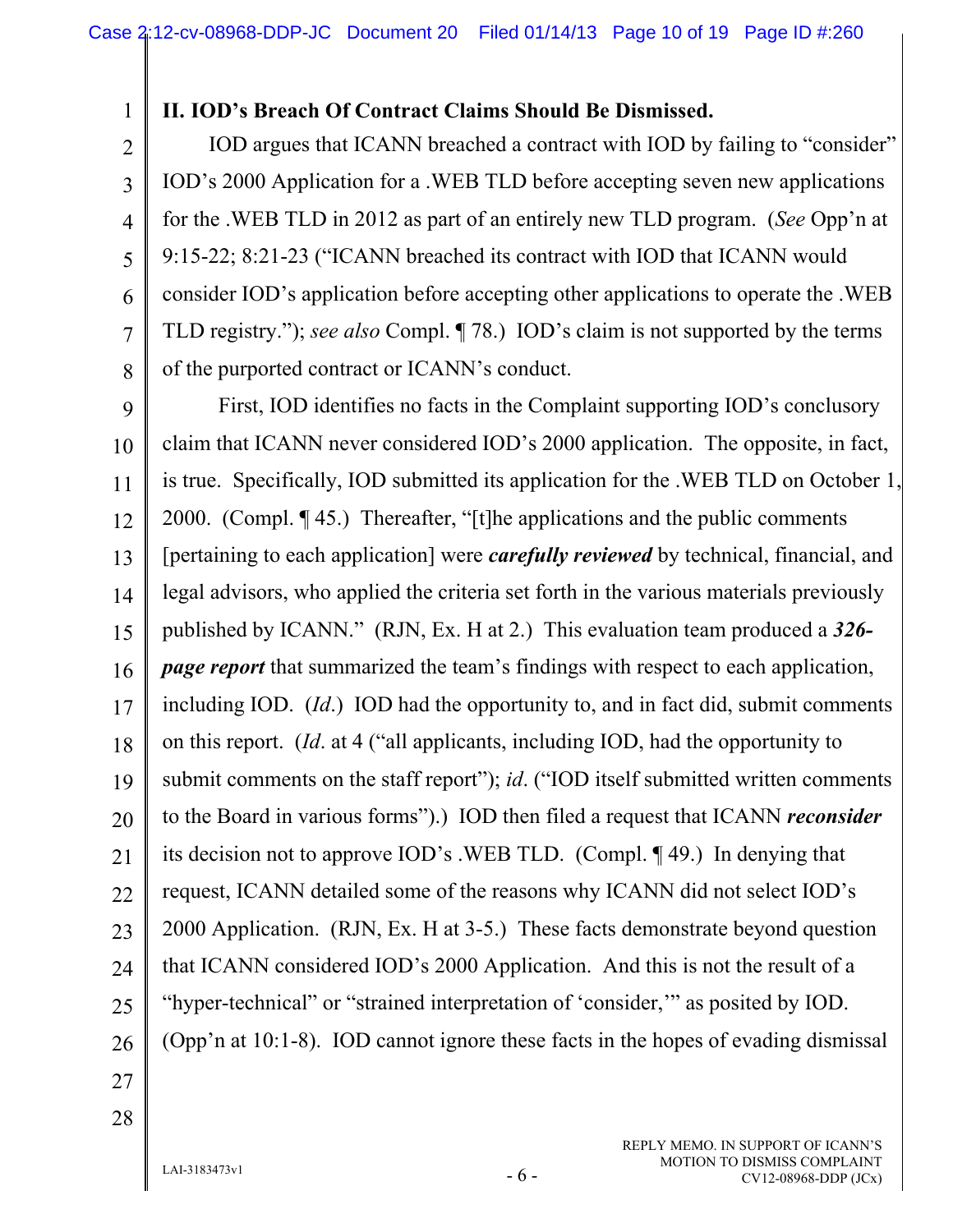## II. IOD's Breach Of Contract Claims Should Be Dismissed.

IOD argues that ICANN breached a contract with IOD by failing to "consider" IOD's 2000 Application for a .WEB TLD before accepting seven new applications for the .WEB TLD in 2012 as part of an entirely new TLD program. (*See* Opp'n at 9:15-22; 8:21-23 ("ICANN breached its contract with IOD that ICANN would consider IOD's application before accepting other applications to operate the .WEB TLD registry."); *see also* Compl. ¶ 78.) IOD's claim is not supported by the terms of the purported contract or ICANN's conduct.

First, IOD identifies no facts in the Complaint supporting IOD's conclusory claim that ICANN never considered IOD's 2000 application. The opposite, in fact, is true. Specifically, IOD submitted its application for the .WEB TLD on October 1, 2000. (Compl. ¶ 45.) Thereafter, "[t]he applications and the public comments [pertaining to each application] were ***carefully reviewed*** by technical, financial, and legal advisors, who applied the criteria set forth in the various materials previously published by ICANN." (RJN, Ex. H at 2.) This evaluation team produced a ***326-page report*** that summarized the team's findings with respect to each application, including IOD. (*Id*.) IOD had the opportunity to, and in fact did, submit comments on this report. (*Id*. at 4 ("all applicants, including IOD, had the opportunity to submit comments on the staff report"); *id*. ("IOD itself submitted written comments to the Board in various forms").) IOD then filed a request that ICANN ***reconsider*** its decision not to approve IOD's .WEB TLD. (Compl. ¶ 49.) In denying that request, ICANN detailed some of the reasons why ICANN did not select IOD's 2000 Application. (RJN, Ex. H at 3-5.) These facts demonstrate beyond question that ICANN considered IOD's 2000 Application. And this is not the result of a "hyper-technical" or "strained interpretation of 'consider,'" as posited by IOD. (Opp'n at 10:1-8). IOD cannot ignore these facts in the hopes of evading dismissal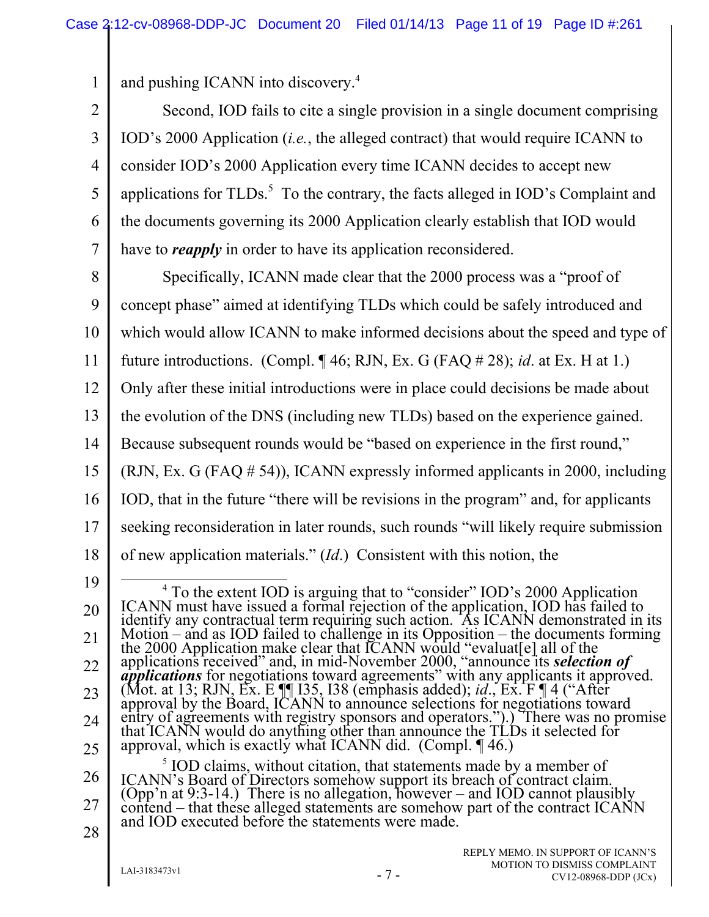and pushing ICANN into discovery.[4]

Second, IOD fails to cite a single provision in a single document comprising IOD's 2000 Application (*i.e.*, the alleged contract) that would require ICANN to consider IOD's 2000 Application every time ICANN decides to accept new applications for TLDs.[5] To the contrary, the facts alleged in IOD's Complaint and the documents governing its 2000 Application clearly establish that IOD would have to ***reapply*** in order to have its application reconsidered.

Specifically, ICANN made clear that the 2000 process was a "proof of concept phase" aimed at identifying TLDs which could be safely introduced and which would allow ICANN to make informed decisions about the speed and type of future introductions. (Compl. ¶ 46; RJN, Ex. G (FAQ # 28); *id*. at Ex. H at 1.) Only after these initial introductions were in place could decisions be made about the evolution of the DNS (including new TLDs) based on the experience gained. Because subsequent rounds would be "based on experience in the first round," (RJN, Ex. G (FAQ # 54)), ICANN expressly informed applicants in 2000, including IOD, that in the future "there will be revisions in the program" and, for applicants seeking reconsideration in later rounds, such rounds "will likely require submission of new application materials." (*Id*.) Consistent with this notion, the

---

[4] To the extent IOD is arguing that to "consider" IOD's 2000 Application ICANN must have issued a formal rejection of the application, IOD has failed to identify any contractual term requiring such action. As ICANN demonstrated in its Motion – and as IOD failed to challenge in its Opposition – the documents forming the 2000 Application make clear that ICANN would "evaluat[e] all of the applications received" and, in mid-November 2000, "announce its ***selection of applications*** for negotiations toward agreements" with any applicants it approved. (Mot. at 13; RJN, Ex. E ¶¶ I35, I38 (emphasis added); *id*., Ex. F ¶ 4 ("After approval by the Board, ICANN to announce selections for negotiations toward entry of agreements with registry sponsors and operators.").) There was no promise that ICANN would do anything other than announce the TLDs it selected for approval, which is exactly what ICANN did. (Compl. ¶ 46.)

[5] IOD claims, without citation, that statements made by a member of ICANN's Board of Directors somehow support its breach of contract claim. (Opp'n at 9:3-14.) There is no allegation, however – and IOD cannot plausibly contend – that these alleged statements are somehow part of the contract ICANN and IOD executed before the statements were made.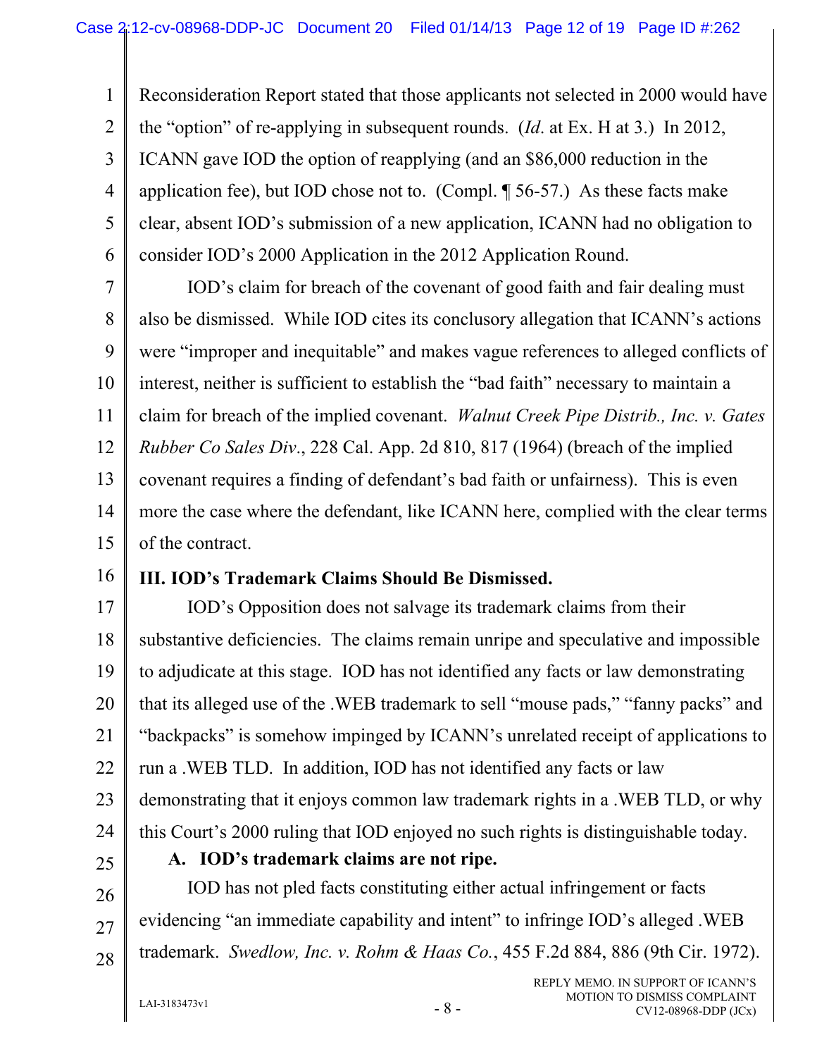Reconsideration Report stated that those applicants not selected in 2000 would have the "option" of re-applying in subsequent rounds. (*Id*. at Ex. H at 3.) In 2012, ICANN gave IOD the option of reapplying (and an $86,000 reduction in the application fee), but IOD chose not to. (Compl. ¶ 56-57.) As these facts make clear, absent IOD's submission of a new application, ICANN had no obligation to consider IOD's 2000 Application in the 2012 Application Round.

IOD's claim for breach of the covenant of good faith and fair dealing must also be dismissed. While IOD cites its conclusory allegation that ICANN's actions were "improper and inequitable" and makes vague references to alleged conflicts of interest, neither is sufficient to establish the "bad faith" necessary to maintain a claim for breach of the implied covenant. *Walnut Creek Pipe Distrib., Inc. v. Gates Rubber Co Sales Div*., 228 Cal. App. 2d 810, 817 (1964) (breach of the implied covenant requires a finding of defendant's bad faith or unfairness). This is even more the case where the defendant, like ICANN here, complied with the clear terms of the contract.

## III. IOD's Trademark Claims Should Be Dismissed.

IOD's Opposition does not salvage its trademark claims from their substantive deficiencies. The claims remain unripe and speculative and impossible to adjudicate at this stage. IOD has not identified any facts or law demonstrating that its alleged use of the .WEB trademark to sell "mouse pads," "fanny packs" and "backpacks" is somehow impinged by ICANN's unrelated receipt of applications to run a .WEB TLD. In addition, IOD has not identified any facts or law demonstrating that it enjoys common law trademark rights in a .WEB TLD, or why this Court's 2000 ruling that IOD enjoyed no such rights is distinguishable today.

### A. IOD's trademark claims are not ripe.

IOD has not pled facts constituting either actual infringement or facts evidencing "an immediate capability and intent" to infringe IOD's alleged .WEB trademark. *Swedlow, Inc. v. Rohm & Haas Co.*, 455 F.2d 884, 886 (9th Cir. 1972).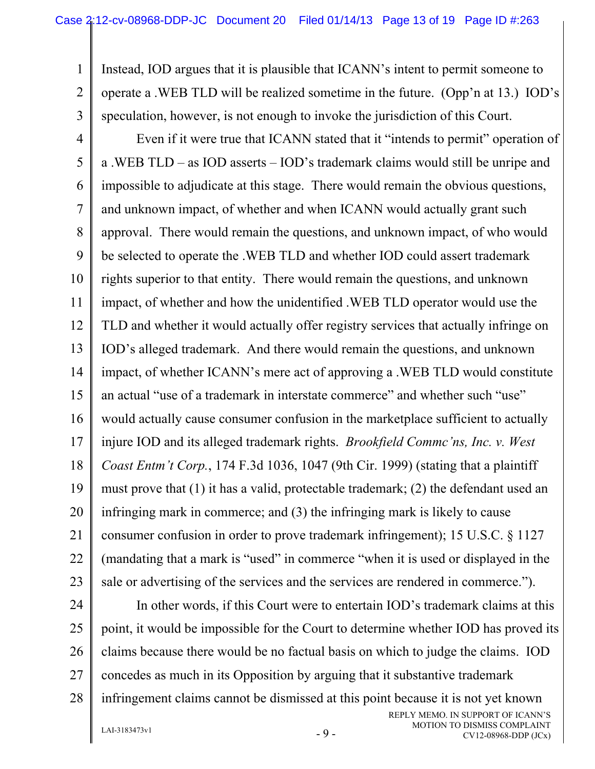Instead, IOD argues that it is plausible that ICANN's intent to permit someone to operate a .WEB TLD will be realized sometime in the future. (Opp'n at 13.) IOD's speculation, however, is not enough to invoke the jurisdiction of this Court.

Even if it were true that ICANN stated that it "intends to permit" operation of a .WEB TLD – as IOD asserts – IOD's trademark claims would still be unripe and impossible to adjudicate at this stage. There would remain the obvious questions, and unknown impact, of whether and when ICANN would actually grant such approval. There would remain the questions, and unknown impact, of who would be selected to operate the .WEB TLD and whether IOD could assert trademark rights superior to that entity. There would remain the questions, and unknown impact, of whether and how the unidentified .WEB TLD operator would use the TLD and whether it would actually offer registry services that actually infringe on IOD's alleged trademark. And there would remain the questions, and unknown impact, of whether ICANN's mere act of approving a .WEB TLD would constitute an actual "use of a trademark in interstate commerce" and whether such "use" would actually cause consumer confusion in the marketplace sufficient to actually injure IOD and its alleged trademark rights. *Brookfield Commc'ns, Inc. v. West Coast Entm't Corp.*, 174 F.3d 1036, 1047 (9th Cir. 1999) (stating that a plaintiff must prove that (1) it has a valid, protectable trademark; (2) the defendant used an infringing mark in commerce; and (3) the infringing mark is likely to cause consumer confusion in order to prove trademark infringement); 15 U.S.C. § 1127 (mandating that a mark is "used" in commerce "when it is used or displayed in the sale or advertising of the services and the services are rendered in commerce.").

In other words, if this Court were to entertain IOD's trademark claims at this point, it would be impossible for the Court to determine whether IOD has proved its claims because there would be no factual basis on which to judge the claims. IOD concedes as much in its Opposition by arguing that it substantive trademark infringement claims cannot be dismissed at this point because it is not yet known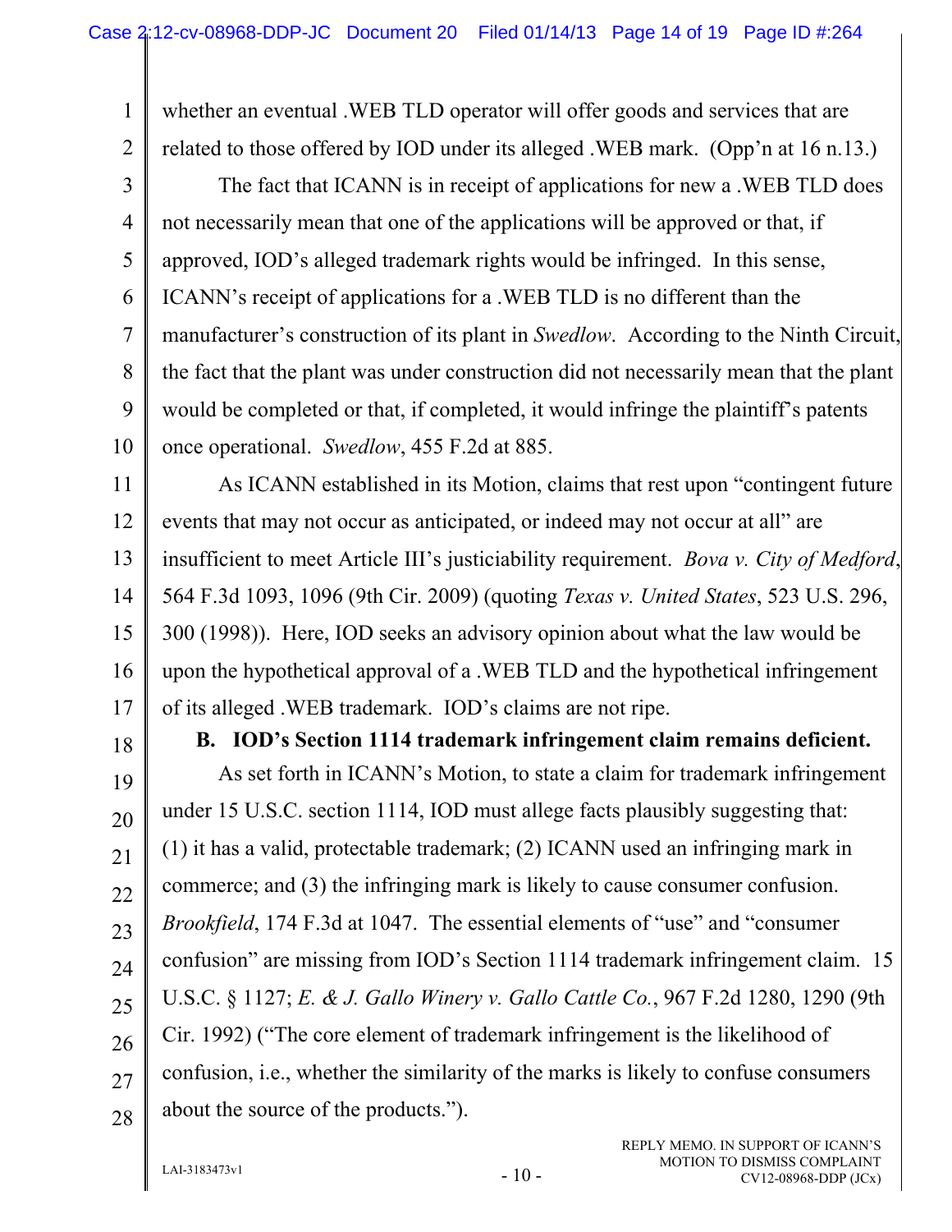whether an eventual .WEB TLD operator will offer goods and services that are related to those offered by IOD under its alleged .WEB mark. (Opp'n at 16 n.13.)

The fact that ICANN is in receipt of applications for new a .WEB TLD does not necessarily mean that one of the applications will be approved or that, if approved, IOD's alleged trademark rights would be infringed. In this sense, ICANN's receipt of applications for a .WEB TLD is no different than the manufacturer's construction of its plant in *Swedlow*. According to the Ninth Circuit, the fact that the plant was under construction did not necessarily mean that the plant would be completed or that, if completed, it would infringe the plaintiff's patents once operational. *Swedlow*, 455 F.2d at 885.

As ICANN established in its Motion, claims that rest upon "contingent future events that may not occur as anticipated, or indeed may not occur at all" are insufficient to meet Article III's justiciability requirement. *Bova v. City of Medford*, 564 F.3d 1093, 1096 (9th Cir. 2009) (quoting *Texas v. United States*, 523 U.S. 296, 300 (1998)). Here, IOD seeks an advisory opinion about what the law would be upon the hypothetical approval of a .WEB TLD and the hypothetical infringement of its alleged .WEB trademark. IOD's claims are not ripe.

**B. IOD's Section 1114 trademark infringement claim remains deficient.**

As set forth in ICANN's Motion, to state a claim for trademark infringement under 15 U.S.C. section 1114, IOD must allege facts plausibly suggesting that: (1) it has a valid, protectable trademark; (2) ICANN used an infringing mark in commerce; and (3) the infringing mark is likely to cause consumer confusion. *Brookfield*, 174 F.3d at 1047. The essential elements of "use" and "consumer confusion" are missing from IOD's Section 1114 trademark infringement claim. 15 U.S.C. § 1127; *E. & J. Gallo Winery v. Gallo Cattle Co.*, 967 F.2d 1280, 1290 (9th Cir. 1992) ("The core element of trademark infringement is the likelihood of confusion, i.e., whether the similarity of the marks is likely to confuse consumers about the source of the products.").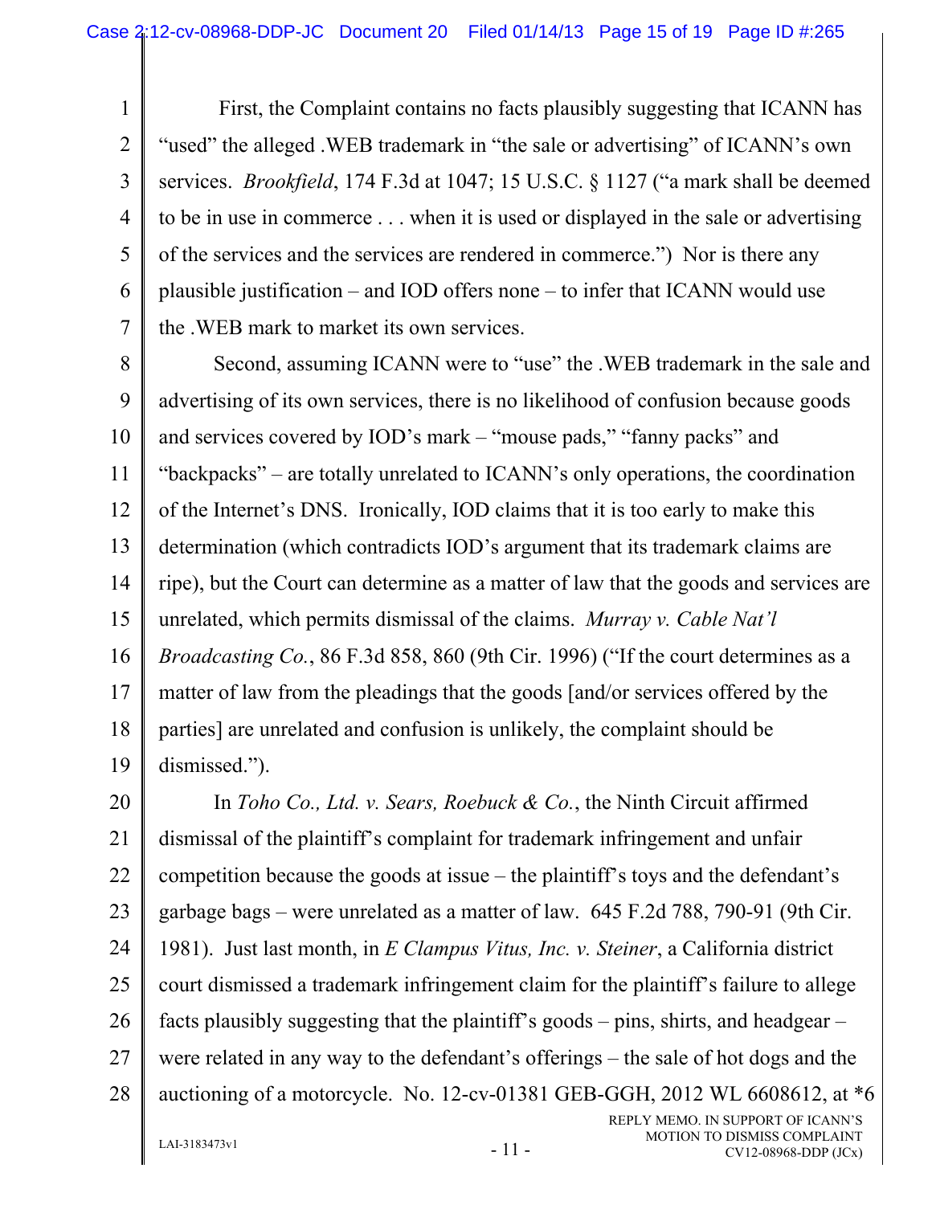First, the Complaint contains no facts plausibly suggesting that ICANN has "used" the alleged .WEB trademark in "the sale or advertising" of ICANN's own services. *Brookfield*, 174 F.3d at 1047; 15 U.S.C. § 1127 ("a mark shall be deemed to be in use in commerce . . . when it is used or displayed in the sale or advertising of the services and the services are rendered in commerce.") Nor is there any plausible justification – and IOD offers none – to infer that ICANN would use the .WEB mark to market its own services.

Second, assuming ICANN were to "use" the .WEB trademark in the sale and advertising of its own services, there is no likelihood of confusion because goods and services covered by IOD's mark – "mouse pads," "fanny packs" and "backpacks" – are totally unrelated to ICANN's only operations, the coordination of the Internet's DNS. Ironically, IOD claims that it is too early to make this determination (which contradicts IOD's argument that its trademark claims are ripe), but the Court can determine as a matter of law that the goods and services are unrelated, which permits dismissal of the claims. *Murray v. Cable Nat'l Broadcasting Co.*, 86 F.3d 858, 860 (9th Cir. 1996) ("If the court determines as a matter of law from the pleadings that the goods [and/or services offered by the parties] are unrelated and confusion is unlikely, the complaint should be dismissed.").

In *Toho Co., Ltd. v. Sears, Roebuck & Co.*, the Ninth Circuit affirmed dismissal of the plaintiff's complaint for trademark infringement and unfair competition because the goods at issue – the plaintiff's toys and the defendant's garbage bags – were unrelated as a matter of law. 645 F.2d 788, 790-91 (9th Cir. 1981). Just last month, in *E Clampus Vitus, Inc. v. Steiner*, a California district court dismissed a trademark infringement claim for the plaintiff's failure to allege facts plausibly suggesting that the plaintiff's goods – pins, shirts, and headgear – were related in any way to the defendant's offerings – the sale of hot dogs and the auctioning of a motorcycle. No. 12-cv-01381 GEB-GGH, 2012 WL 6608612, at *6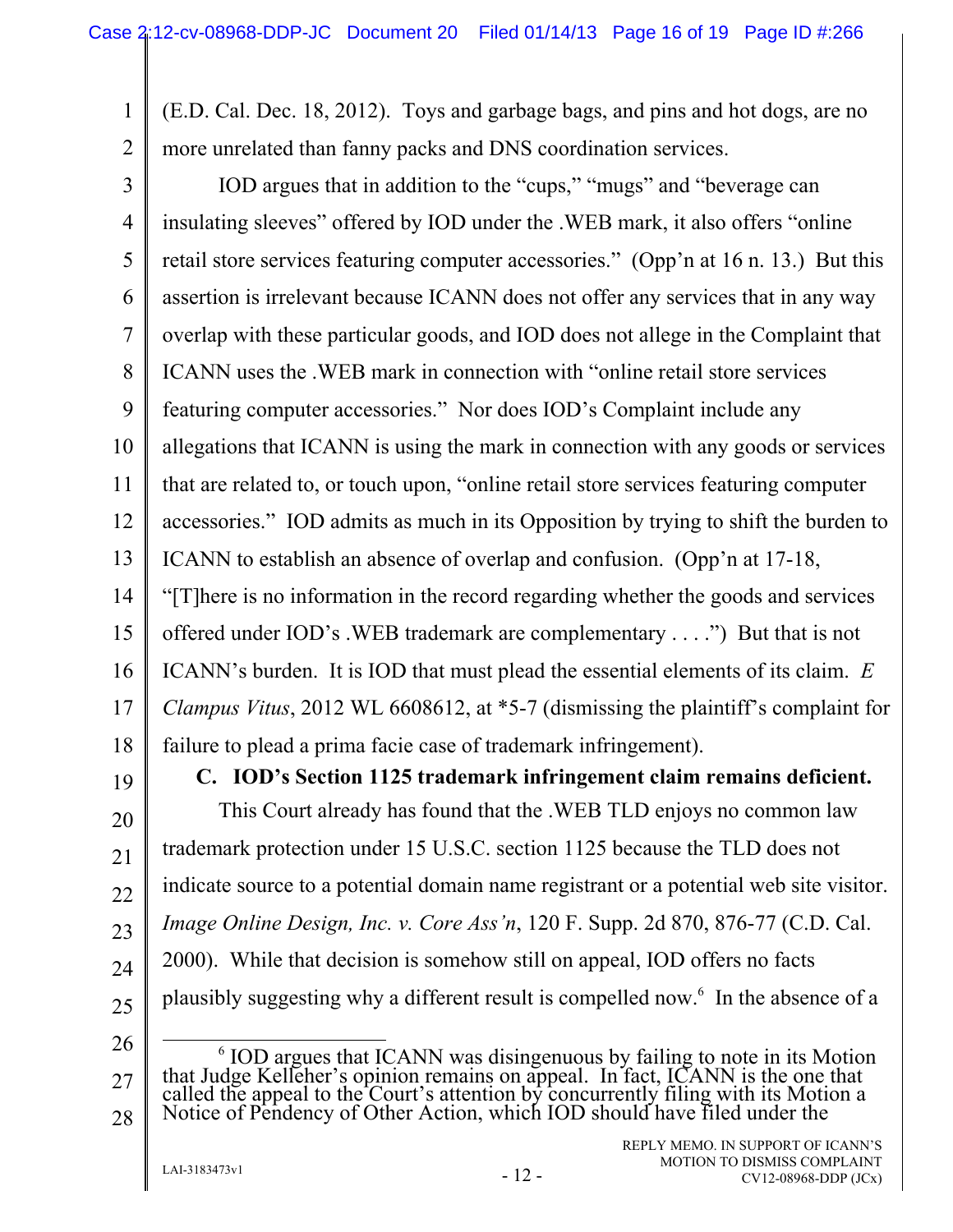(E.D. Cal. Dec. 18, 2012). Toys and garbage bags, and pins and hot dogs, are no more unrelated than fanny packs and DNS coordination services.

IOD argues that in addition to the "cups," "mugs" and "beverage can insulating sleeves" offered by IOD under the .WEB mark, it also offers "online retail store services featuring computer accessories." (Opp'n at 16 n. 13.) But this assertion is irrelevant because ICANN does not offer any services that in any way overlap with these particular goods, and IOD does not allege in the Complaint that ICANN uses the .WEB mark in connection with "online retail store services featuring computer accessories." Nor does IOD's Complaint include any allegations that ICANN is using the mark in connection with any goods or services that are related to, or touch upon, "online retail store services featuring computer accessories." IOD admits as much in its Opposition by trying to shift the burden to ICANN to establish an absence of overlap and confusion. (Opp'n at 17-18, "[T]here is no information in the record regarding whether the goods and services offered under IOD's .WEB trademark are complementary . . . .") But that is not ICANN's burden. It is IOD that must plead the essential elements of its claim. *E Clampus Vitus*, 2012 WL 6608612, at *5-7 (dismissing the plaintiff's complaint for failure to plead a prima facie case of trademark infringement).

### C. IOD's Section 1125 trademark infringement claim remains deficient.

This Court already has found that the .WEB TLD enjoys no common law trademark protection under 15 U.S.C. section 1125 because the TLD does not indicate source to a potential domain name registrant or a potential web site visitor. *Image Online Design, Inc. v. Core Ass'n*, 120 F. Supp. 2d 870, 876-77 (C.D. Cal. 2000). While that decision is somehow still on appeal, IOD offers no facts plausibly suggesting why a different result is compelled now.[6] In the absence of a

[6] IOD argues that ICANN was disingenuous by failing to note in its Motion that Judge Kelleher's opinion remains on appeal. In fact, ICANN is the one that called the appeal to the Court's attention by concurrently filing with its Motion a Notice of Pendency of Other Action, which IOD should have filed under the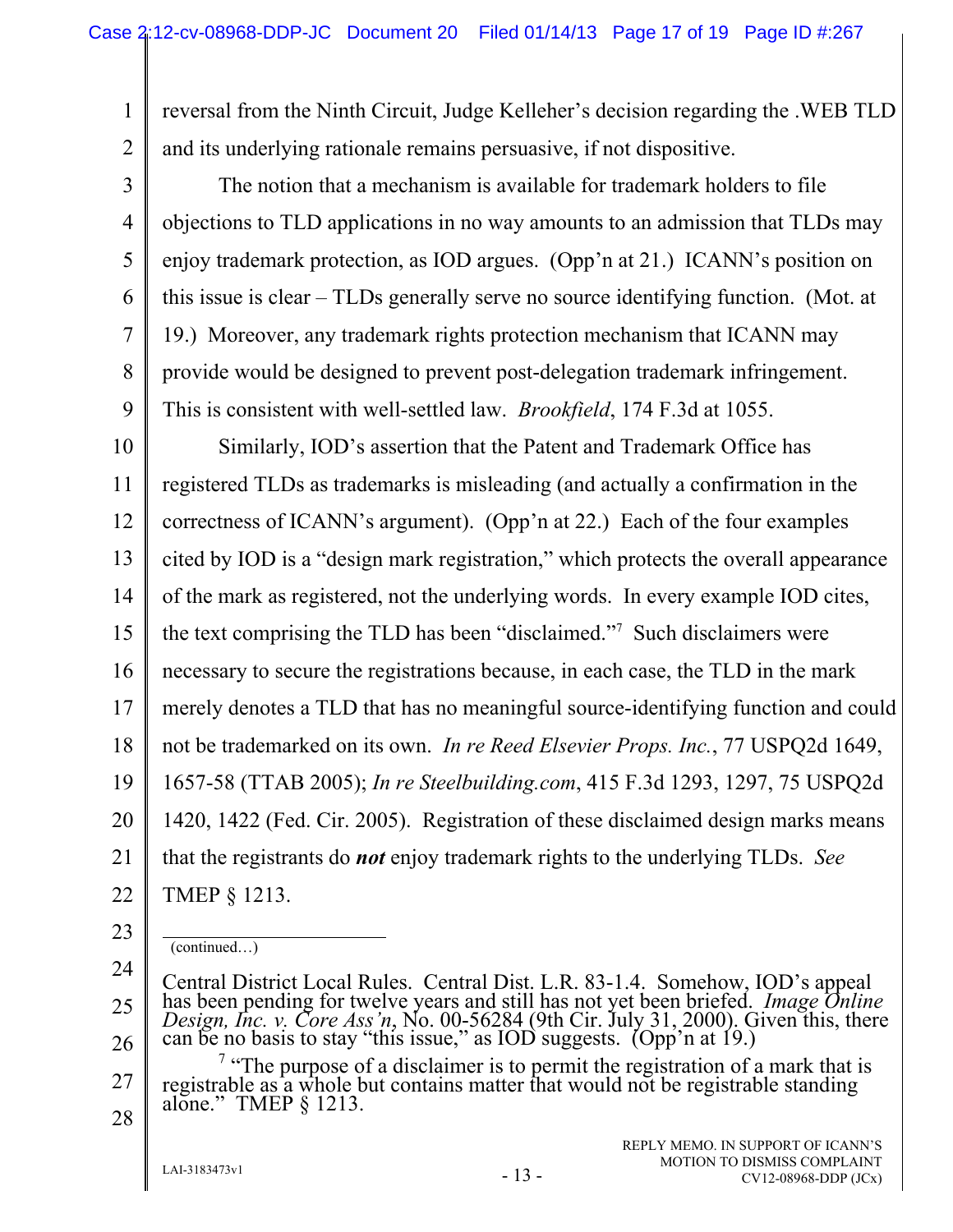reversal from the Ninth Circuit, Judge Kelleher's decision regarding the .WEB TLD and its underlying rationale remains persuasive, if not dispositive.

The notion that a mechanism is available for trademark holders to file objections to TLD applications in no way amounts to an admission that TLDs may enjoy trademark protection, as IOD argues. (Opp'n at 21.) ICANN's position on this issue is clear – TLDs generally serve no source identifying function. (Mot. at 19.) Moreover, any trademark rights protection mechanism that ICANN may provide would be designed to prevent post-delegation trademark infringement. This is consistent with well-settled law. *Brookfield*, 174 F.3d at 1055.

Similarly, IOD's assertion that the Patent and Trademark Office has registered TLDs as trademarks is misleading (and actually a confirmation in the correctness of ICANN's argument). (Opp'n at 22.) Each of the four examples cited by IOD is a "design mark registration," which protects the overall appearance of the mark as registered, not the underlying words. In every example IOD cites, the text comprising the TLD has been "disclaimed."[7] Such disclaimers were necessary to secure the registrations because, in each case, the TLD in the mark merely denotes a TLD that has no meaningful source-identifying function and could not be trademarked on its own. *In re Reed Elsevier Props. Inc.*, 77 USPQ2d 1649, 1657-58 (TTAB 2005); *In re Steelbuilding.com*, 415 F.3d 1293, 1297, 75 USPQ2d 1420, 1422 (Fed. Cir. 2005). Registration of these disclaimed design marks means that the registrants do ***not*** enjoy trademark rights to the underlying TLDs. *See* TMEP § 1213.

---

(continued…)

Central District Local Rules. Central Dist. L.R. 83-1.4. Somehow, IOD's appeal has been pending for twelve years and still has not yet been briefed. *Image Online Design, Inc. v. Core Ass'n*, No. 00-56284 (9th Cir. July 31, 2000). Given this, there can be no basis to stay "this issue," as IOD suggests. (Opp'n at 19.)

[7] "The purpose of a disclaimer is to permit the registration of a mark that is registrable as a whole but contains matter that would not be registrable standing alone." TMEP § 1213.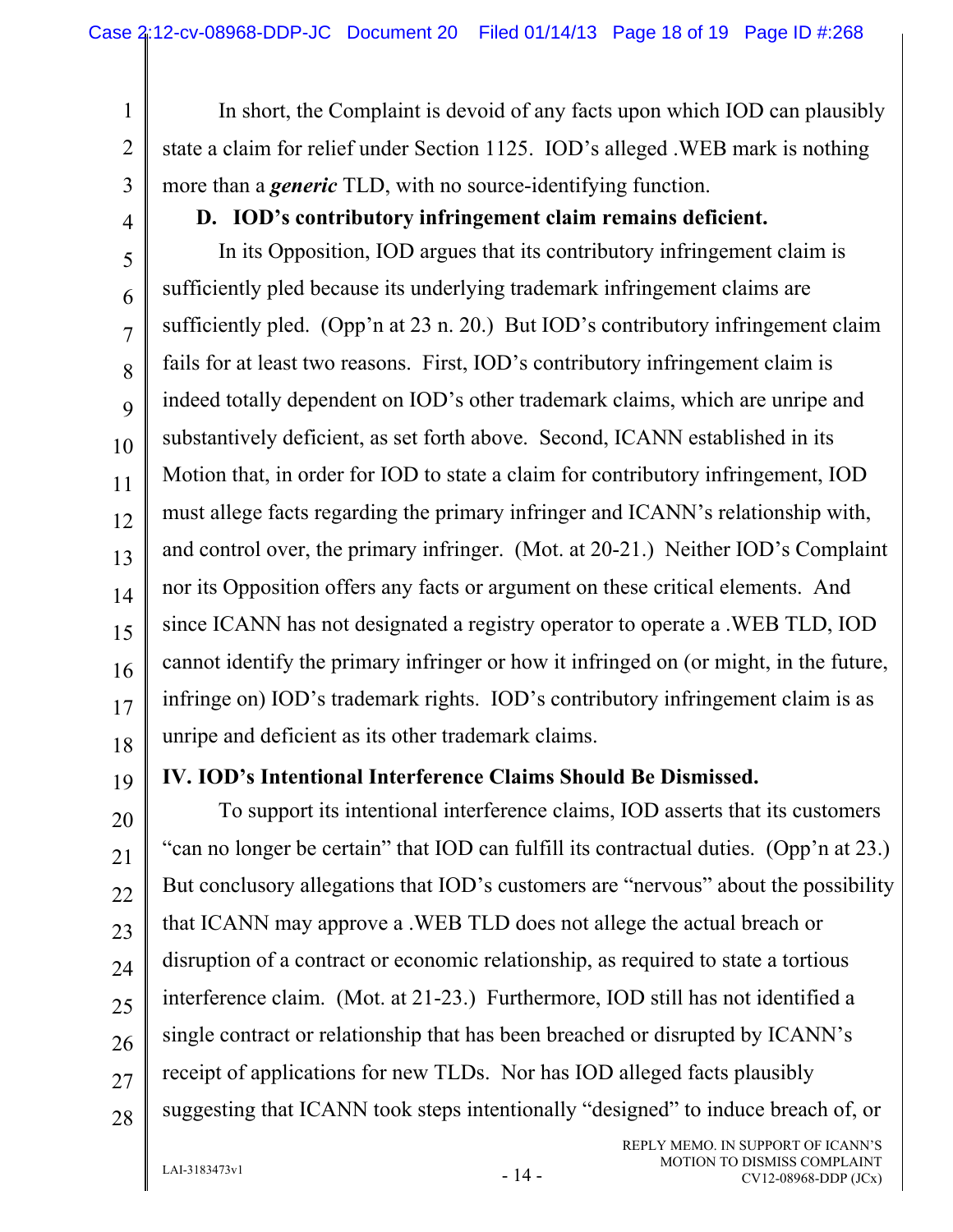In short, the Complaint is devoid of any facts upon which IOD can plausibly state a claim for relief under Section 1125. IOD's alleged .WEB mark is nothing more than a ***generic*** TLD, with no source-identifying function.

**D. IOD's contributory infringement claim remains deficient.**

In its Opposition, IOD argues that its contributory infringement claim is sufficiently pled because its underlying trademark infringement claims are sufficiently pled. (Opp'n at 23 n. 20.) But IOD's contributory infringement claim fails for at least two reasons. First, IOD's contributory infringement claim is indeed totally dependent on IOD's other trademark claims, which are unripe and substantively deficient, as set forth above. Second, ICANN established in its Motion that, in order for IOD to state a claim for contributory infringement, IOD must allege facts regarding the primary infringer and ICANN's relationship with, and control over, the primary infringer. (Mot. at 20-21.) Neither IOD's Complaint nor its Opposition offers any facts or argument on these critical elements. And since ICANN has not designated a registry operator to operate a .WEB TLD, IOD cannot identify the primary infringer or how it infringed on (or might, in the future, infringe on) IOD's trademark rights. IOD's contributory infringement claim is as unripe and deficient as its other trademark claims.

**IV. IOD's Intentional Interference Claims Should Be Dismissed.**

To support its intentional interference claims, IOD asserts that its customers "can no longer be certain" that IOD can fulfill its contractual duties. (Opp'n at 23.) But conclusory allegations that IOD's customers are "nervous" about the possibility that ICANN may approve a .WEB TLD does not allege the actual breach or disruption of a contract or economic relationship, as required to state a tortious interference claim. (Mot. at 21-23.) Furthermore, IOD still has not identified a single contract or relationship that has been breached or disrupted by ICANN's receipt of applications for new TLDs. Nor has IOD alleged facts plausibly suggesting that ICANN took steps intentionally "designed" to induce breach of, or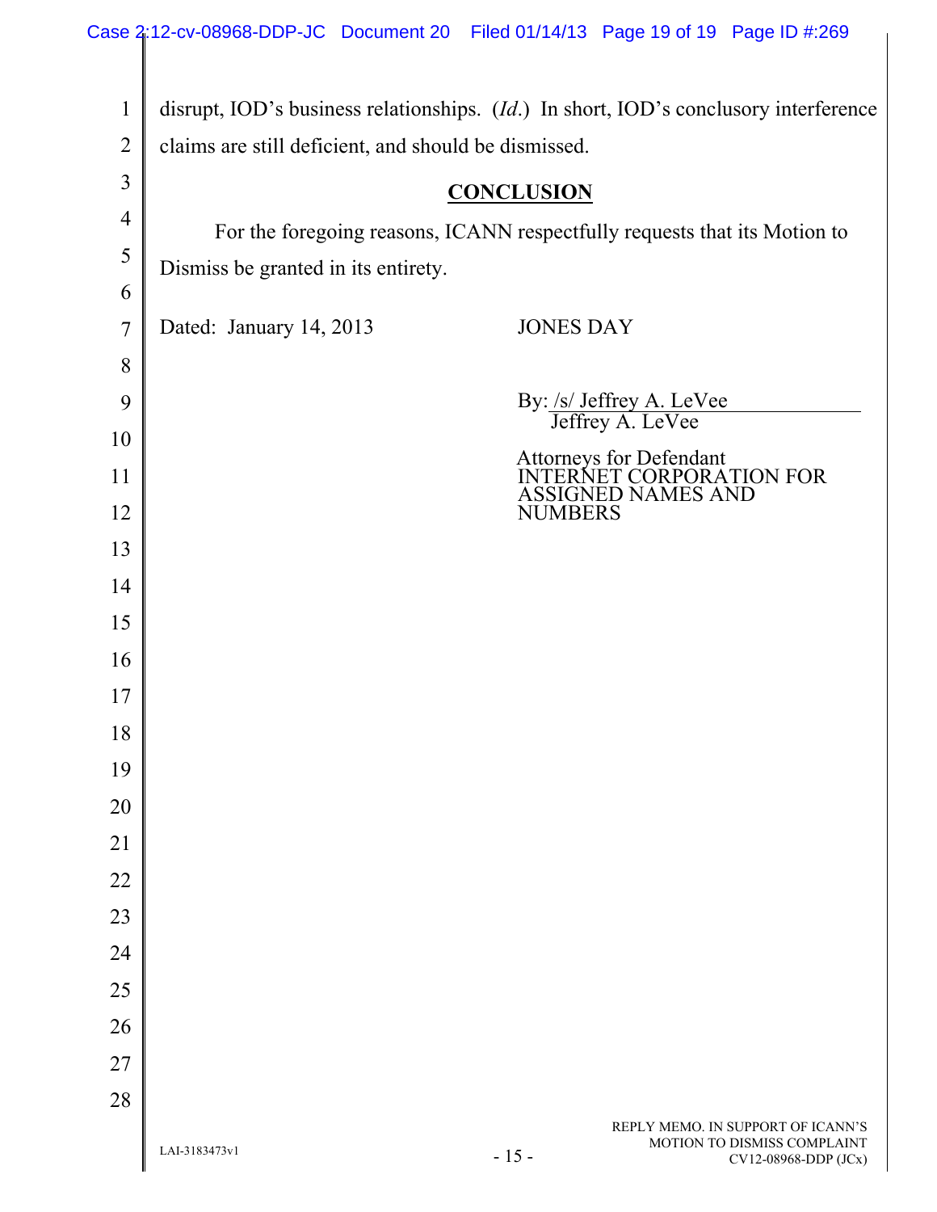disrupt, IOD's business relationships. (*Id*.) In short, IOD's conclusory interference claims are still deficient, and should be dismissed.

## CONCLUSION

For the foregoing reasons, ICANN respectfully requests that its Motion to Dismiss be granted in its entirety.

Dated: January 14, 2013

JONES DAY

By: /s/ Jeffrey A. LeVee
Jeffrey A. LeVee

Attorneys for Defendant
INTERNET CORPORATION FOR ASSIGNED NAMES AND NUMBERS

LAI-3183473v1

REPLY MEMO. IN SUPPORT OF ICANN'S MOTION TO DISMISS COMPLAINT
CV12-08968-DDP (JCx)